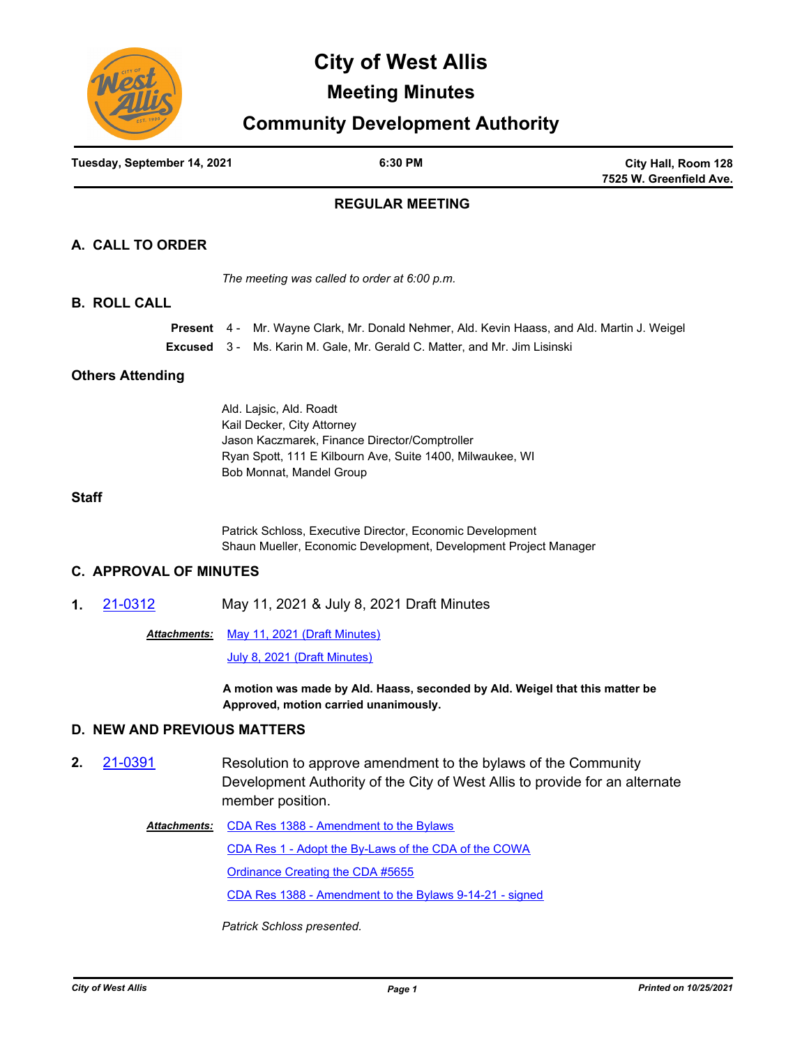# City of West Allis

## Meeting Minutes

## Community Development Authority

| Tuesday, September 14, 2021 | 6:30 PM | City Hall, Room 128<br>7525 W. Greenfield Ave. |
|---|---|---|

### REGULAR MEETING

## A. CALL TO ORDER

*The meeting was called to order at 6:00 p.m.*

## B. ROLL CALL

**Present** 4 - Mr. Wayne Clark, Mr. Donald Nehmer, Ald. Kevin Haass, and Ald. Martin J. Weigel

**Excused** 3 - Ms. Karin M. Gale, Mr. Gerald C. Matter, and Mr. Jim Lisinski

## Others Attending

Ald. Lajsic, Ald. Roadt
Kail Decker, City Attorney
Jason Kaczmarek, Finance Director/Comptroller
Ryan Spott, 111 E Kilbourn Ave, Suite 1400, Milwaukee, WI
Bob Monnat, Mandel Group

## Staff

Patrick Schloss, Executive Director, Economic Development
Shaun Mueller, Economic Development, Development Project Manager

## C. APPROVAL OF MINUTES

**1.** 21-0312 May 11, 2021 & July 8, 2021 Draft Minutes

***Attachments:*** May 11, 2021 (Draft Minutes)
July 8, 2021 (Draft Minutes)

**A motion was made by Ald. Haass, seconded by Ald. Weigel that this matter be Approved, motion carried unanimously.**

## D. NEW AND PREVIOUS MATTERS

**2.** 21-0391 Resolution to approve amendment to the bylaws of the Community Development Authority of the City of West Allis to provide for an alternate member position.

***Attachments:*** CDA Res 1388 - Amendment to the Bylaws
CDA Res 1 - Adopt the By-Laws of the CDA of the COWA
Ordinance Creating the CDA #5655
CDA Res 1388 - Amendment to the Bylaws 9-14-21 - signed

*Patrick Schloss presented.*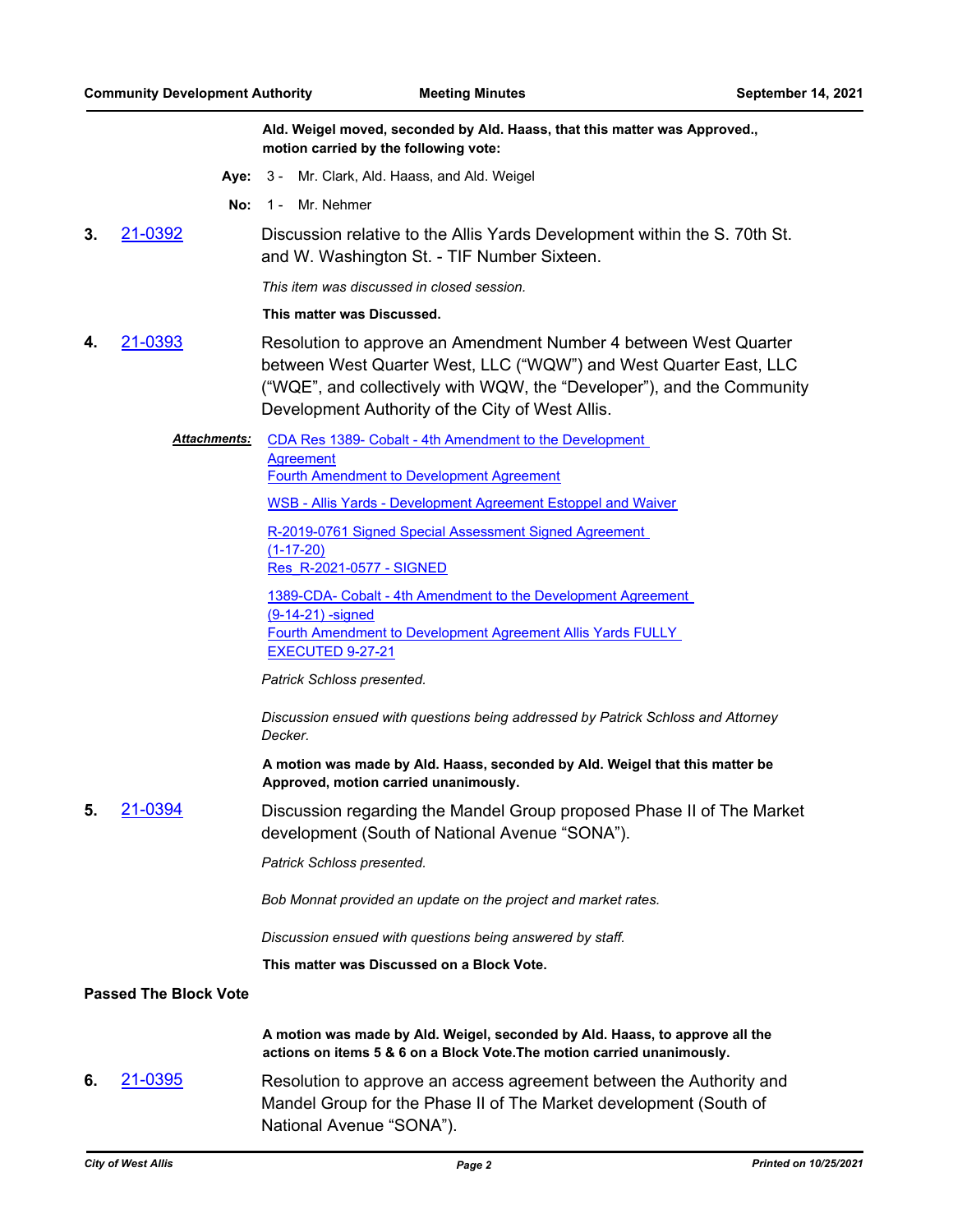**Ald. Weigel moved, seconded by Ald. Haass, that this matter was Approved., motion carried by the following vote:**

**Aye:** 3 - Mr. Clark, Ald. Haass, and Ald. Weigel

**No:** 1 - Mr. Nehmer

**3.** 21-0392 Discussion relative to the Allis Yards Development within the S. 70th St. and W. Washington St. - TIF Number Sixteen.

*This item was discussed in closed session.*

**This matter was Discussed.**

**4.** 21-0393 Resolution to approve an Amendment Number 4 between West Quarter between West Quarter West, LLC ("WQW") and West Quarter East, LLC ("WQE", and collectively with WQW, the "Developer"), and the Community Development Authority of the City of West Allis.

***Attachments:***
- CDA Res 1389- Cobalt - 4th Amendment to the Development Agreement
- Fourth Amendment to Development Agreement
- WSB - Allis Yards - Development Agreement Estoppel and Waiver
- R-2019-0761 Signed Special Assessment Signed Agreement (1-17-20)
- Res_R-2021-0577 - SIGNED
- 1389-CDA- Cobalt - 4th Amendment to the Development Agreement (9-14-21) -signed
- Fourth Amendment to Development Agreement Allis Yards FULLY EXECUTED 9-27-21

*Patrick Schloss presented.*

*Discussion ensued with questions being addressed by Patrick Schloss and Attorney Decker.*

**A motion was made by Ald. Haass, seconded by Ald. Weigel that this matter be Approved, motion carried unanimously.**

**5.** 21-0394 Discussion regarding the Mandel Group proposed Phase II of The Market development (South of National Avenue "SONA").

*Patrick Schloss presented.*

*Bob Monnat provided an update on the project and market rates.*

*Discussion ensued with questions being answered by staff.*

**This matter was Discussed on a Block Vote.**

**Passed The Block Vote**

**A motion was made by Ald. Weigel, seconded by Ald. Haass, to approve all the actions on items 5 & 6 on a Block Vote.The motion carried unanimously.**

**6.** 21-0395 Resolution to approve an access agreement between the Authority and Mandel Group for the Phase II of The Market development (South of National Avenue "SONA").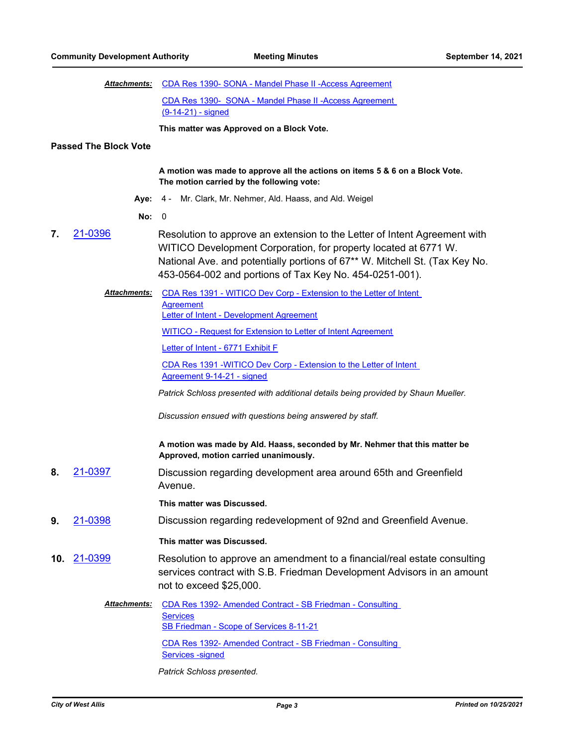**Attachments:** CDA Res 1390- SONA - Mandel Phase II -Access Agreement

CDA Res 1390- SONA - Mandel Phase II -Access Agreement (9-14-21) - signed

**This matter was Approved on a Block Vote.**

**Passed The Block Vote**

**A motion was made to approve all the actions on items 5 & 6 on a Block Vote. The motion carried by the following vote:**

**Aye:** 4 - Mr. Clark, Mr. Nehmer, Ald. Haass, and Ald. Weigel

**No:** 0

**7.** 21-0396 Resolution to approve an extension to the Letter of Intent Agreement with WITICO Development Corporation, for property located at 6771 W. National Ave. and potentially portions of 67** W. Mitchell St. (Tax Key No. 453-0564-002 and portions of Tax Key No. 454-0251-001).

**Attachments:** CDA Res 1391 - WITICO Dev Corp - Extension to the Letter of Intent Agreement

Letter of Intent - Development Agreement

WITICO - Request for Extension to Letter of Intent Agreement

Letter of Intent - 6771 Exhibit F

CDA Res 1391 -WITICO Dev Corp - Extension to the Letter of Intent Agreement 9-14-21 - signed

*Patrick Schloss presented with additional details being provided by Shaun Mueller.*

*Discussion ensued with questions being answered by staff.*

**A motion was made by Ald. Haass, seconded by Mr. Nehmer that this matter be Approved, motion carried unanimously.**

**8.** 21-0397 Discussion regarding development area around 65th and Greenfield Avenue.

**This matter was Discussed.**

**9.** 21-0398 Discussion regarding redevelopment of 92nd and Greenfield Avenue.

**This matter was Discussed.**

**10.** 21-0399 Resolution to approve an amendment to a financial/real estate consulting services contract with S.B. Friedman Development Advisors in an amount not to exceed $25,000.

**Attachments:** CDA Res 1392- Amended Contract - SB Friedman - Consulting Services

SB Friedman - Scope of Services 8-11-21

CDA Res 1392- Amended Contract - SB Friedman - Consulting Services -signed

*Patrick Schloss presented.*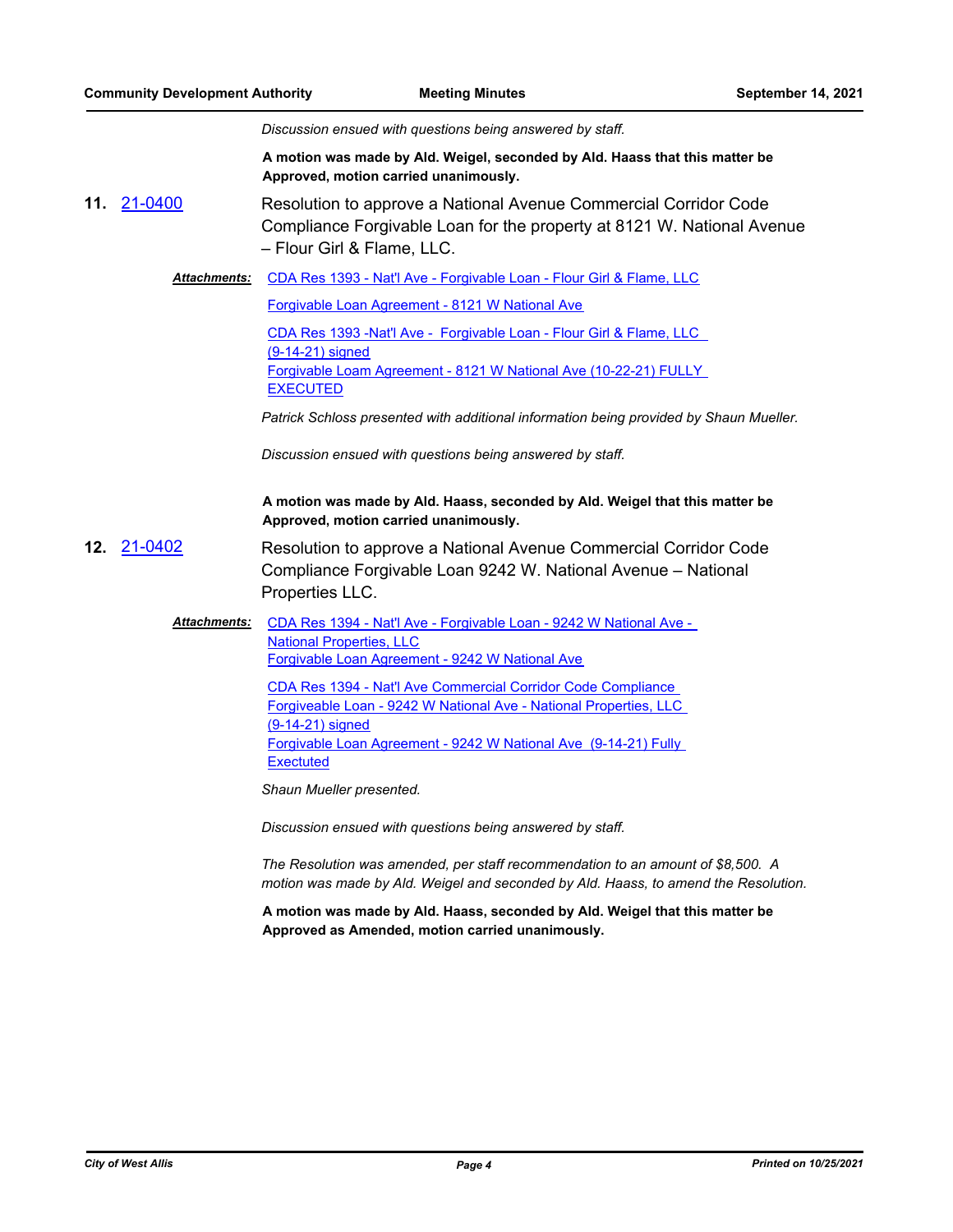*Discussion ensued with questions being answered by staff.*

**A motion was made by Ald. Weigel, seconded by Ald. Haass that this matter be Approved, motion carried unanimously.**

**11.** 21-0400

Resolution to approve a National Avenue Commercial Corridor Code Compliance Forgivable Loan for the property at 8121 W. National Avenue – Flour Girl & Flame, LLC.

***Attachments:*** CDA Res 1393 - Nat'l Ave - Forgivable Loan - Flour Girl & Flame, LLC

Forgivable Loan Agreement - 8121 W National Ave

CDA Res 1393 -Nat'l Ave - Forgivable Loan - Flour Girl & Flame, LLC (9-14-21) signed

Forgivable Loam Agreement - 8121 W National Ave (10-22-21) FULLY EXECUTED

*Patrick Schloss presented with additional information being provided by Shaun Mueller.*

*Discussion ensued with questions being answered by staff.*

**A motion was made by Ald. Haass, seconded by Ald. Weigel that this matter be Approved, motion carried unanimously.**

**12.** 21-0402

Resolution to approve a National Avenue Commercial Corridor Code Compliance Forgivable Loan 9242 W. National Avenue – National Properties LLC.

***Attachments:*** CDA Res 1394 - Nat'l Ave - Forgivable Loan - 9242 W National Ave - National Properties, LLC

Forgivable Loan Agreement - 9242 W National Ave

CDA Res 1394 - Nat'l Ave Commercial Corridor Code Compliance Forgiveable Loan - 9242 W National Ave - National Properties, LLC (9-14-21) signed

Forgivable Loan Agreement - 9242 W National Ave (9-14-21) Fully Exectuted

*Shaun Mueller presented.*

*Discussion ensued with questions being answered by staff.*

*The Resolution was amended, per staff recommendation to an amount of $8,500. A motion was made by Ald. Weigel and seconded by Ald. Haass, to amend the Resolution.*

**A motion was made by Ald. Haass, seconded by Ald. Weigel that this matter be Approved as Amended, motion carried unanimously.**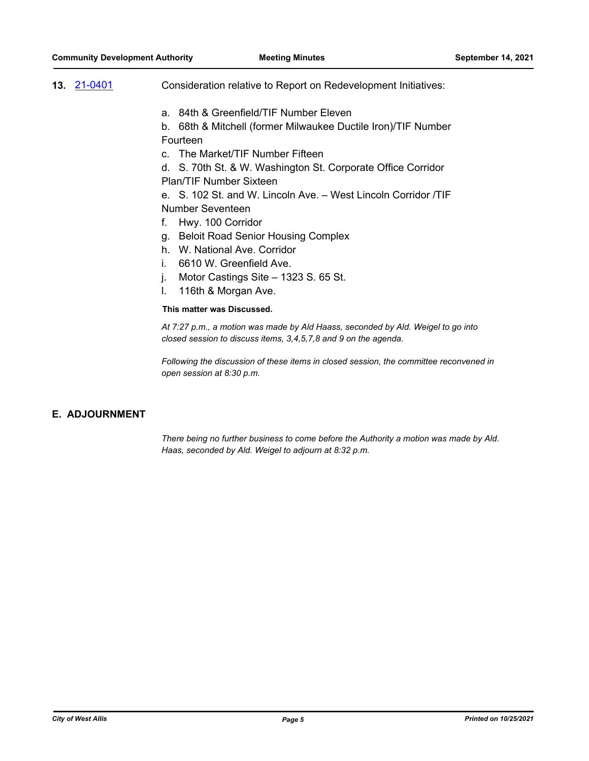**13.** [21-0401] Consideration relative to Report on Redevelopment Initiatives:

a. 84th & Greenfield/TIF Number Eleven
b. 68th & Mitchell (former Milwaukee Ductile Iron)/TIF Number Fourteen
c. The Market/TIF Number Fifteen
d. S. 70th St. & W. Washington St. Corporate Office Corridor Plan/TIF Number Sixteen
e. S. 102 St. and W. Lincoln Ave. – West Lincoln Corridor /TIF Number Seventeen
f. Hwy. 100 Corridor
g. Beloit Road Senior Housing Complex
h. W. National Ave. Corridor
i. 6610 W. Greenfield Ave.
j. Motor Castings Site – 1323 S. 65 St.
l. 116th & Morgan Ave.

**This matter was Discussed.**

*At 7:27 p.m., a motion was made by Ald Haass, seconded by Ald. Weigel to go into closed session to discuss items, 3,4,5,7,8 and 9 on the agenda.*

*Following the discussion of these items in closed session, the committee reconvened in open session at 8:30 p.m.*

## E. ADJOURNMENT

*There being no further business to come before the Authority a motion was made by Ald. Haas, seconded by Ald. Weigel to adjourn at 8:32 p.m.*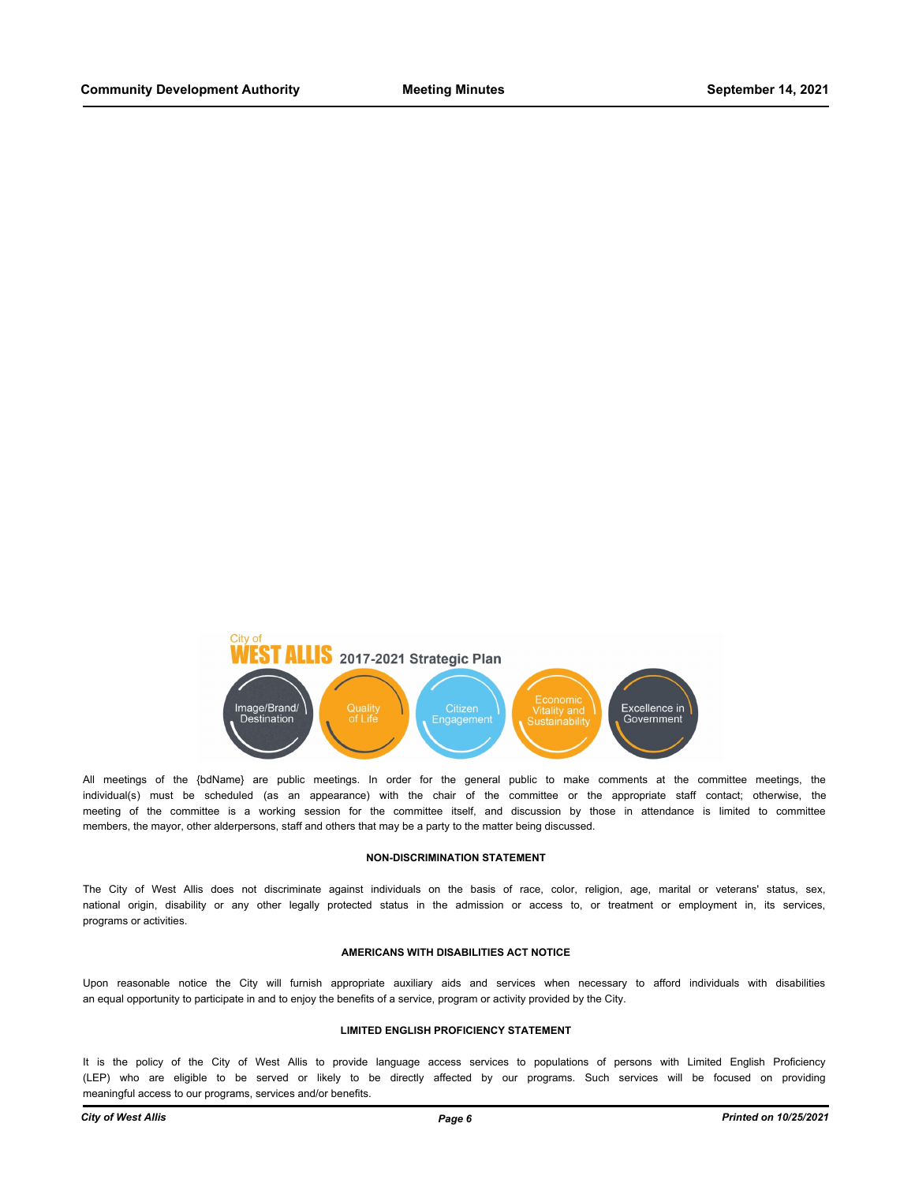City of
WEST ALLIS 2017-2021 Strategic Plan

Image/Brand/ Destination

Quality of Life

Citizen Engagement

Economic Vitality and Sustainability

Excellence in Government

All meetings of the {bdName} are public meetings. In order for the general public to make comments at the committee meetings, the individual(s) must be scheduled (as an appearance) with the chair of the committee or the appropriate staff contact; otherwise, the meeting of the committee is a working session for the committee itself, and discussion by those in attendance is limited to committee members, the mayor, other alderpersons, staff and others that may be a party to the matter being discussed.

**NON-DISCRIMINATION STATEMENT**

The City of West Allis does not discriminate against individuals on the basis of race, color, religion, age, marital or veterans' status, sex, national origin, disability or any other legally protected status in the admission or access to, or treatment or employment in, its services, programs or activities.

**AMERICANS WITH DISABILITIES ACT NOTICE**

Upon reasonable notice the City will furnish appropriate auxiliary aids and services when necessary to afford individuals with disabilities an equal opportunity to participate in and to enjoy the benefits of a service, program or activity provided by the City.

**LIMITED ENGLISH PROFICIENCY STATEMENT**

It is the policy of the City of West Allis to provide language access services to populations of persons with Limited English Proficiency (LEP) who are eligible to be served or likely to be directly affected by our programs. Such services will be focused on providing meaningful access to our programs, services and/or benefits.